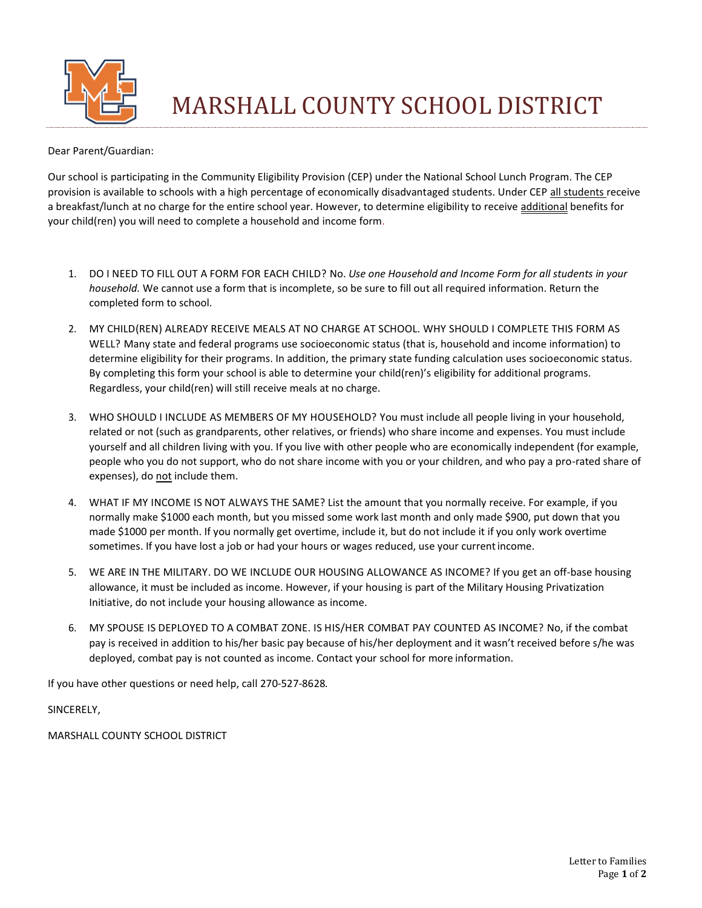# MARSHALL COUNTY SCHOOL DISTRICT

Dear Parent/Guardian:

Our school is participating in the Community Eligibility Provision (CEP) under the National School Lunch Program. The CEP provision is available to schools with a high percentage of economically disadvantaged students. Under CEP all students receive a breakfast/lunch at no charge for the entire school year. However, to determine eligibility to receive additional benefits for your child(ren) you will need to complete a household and income form.

1. DO I NEED TO FILL OUT A FORM FOR EACH CHILD? No. *Use one Household and Income Form for all students in your household.* We cannot use a form that is incomplete, so be sure to fill out all required information. Return the completed form to school.

2. MY CHILD(REN) ALREADY RECEIVE MEALS AT NO CHARGE AT SCHOOL. WHY SHOULD I COMPLETE THIS FORM AS WELL? Many state and federal programs use socioeconomic status (that is, household and income information) to determine eligibility for their programs. In addition, the primary state funding calculation uses socioeconomic status. By completing this form your school is able to determine your child(ren)'s eligibility for additional programs. Regardless, your child(ren) will still receive meals at no charge.

3. WHO SHOULD I INCLUDE AS MEMBERS OF MY HOUSEHOLD? You must include all people living in your household, related or not (such as grandparents, other relatives, or friends) who share income and expenses. You must include yourself and all children living with you. If you live with other people who are economically independent (for example, people who you do not support, who do not share income with you or your children, and who pay a pro-rated share of expenses), do not include them.

4. WHAT IF MY INCOME IS NOT ALWAYS THE SAME? List the amount that you normally receive. For example, if you normally make $1000 each month, but you missed some work last month and only made $900, put down that you made $1000 per month. If you normally get overtime, include it, but do not include it if you only work overtime sometimes. If you have lost a job or had your hours or wages reduced, use your current income.

5. WE ARE IN THE MILITARY. DO WE INCLUDE OUR HOUSING ALLOWANCE AS INCOME? If you get an off-base housing allowance, it must be included as income. However, if your housing is part of the Military Housing Privatization Initiative, do not include your housing allowance as income.

6. MY SPOUSE IS DEPLOYED TO A COMBAT ZONE. IS HIS/HER COMBAT PAY COUNTED AS INCOME? No, if the combat pay is received in addition to his/her basic pay because of his/her deployment and it wasn't received before s/he was deployed, combat pay is not counted as income. Contact your school for more information.

If you have other questions or need help, call 270-527-8628.

SINCERELY,

MARSHALL COUNTY SCHOOL DISTRICT

Letter to Families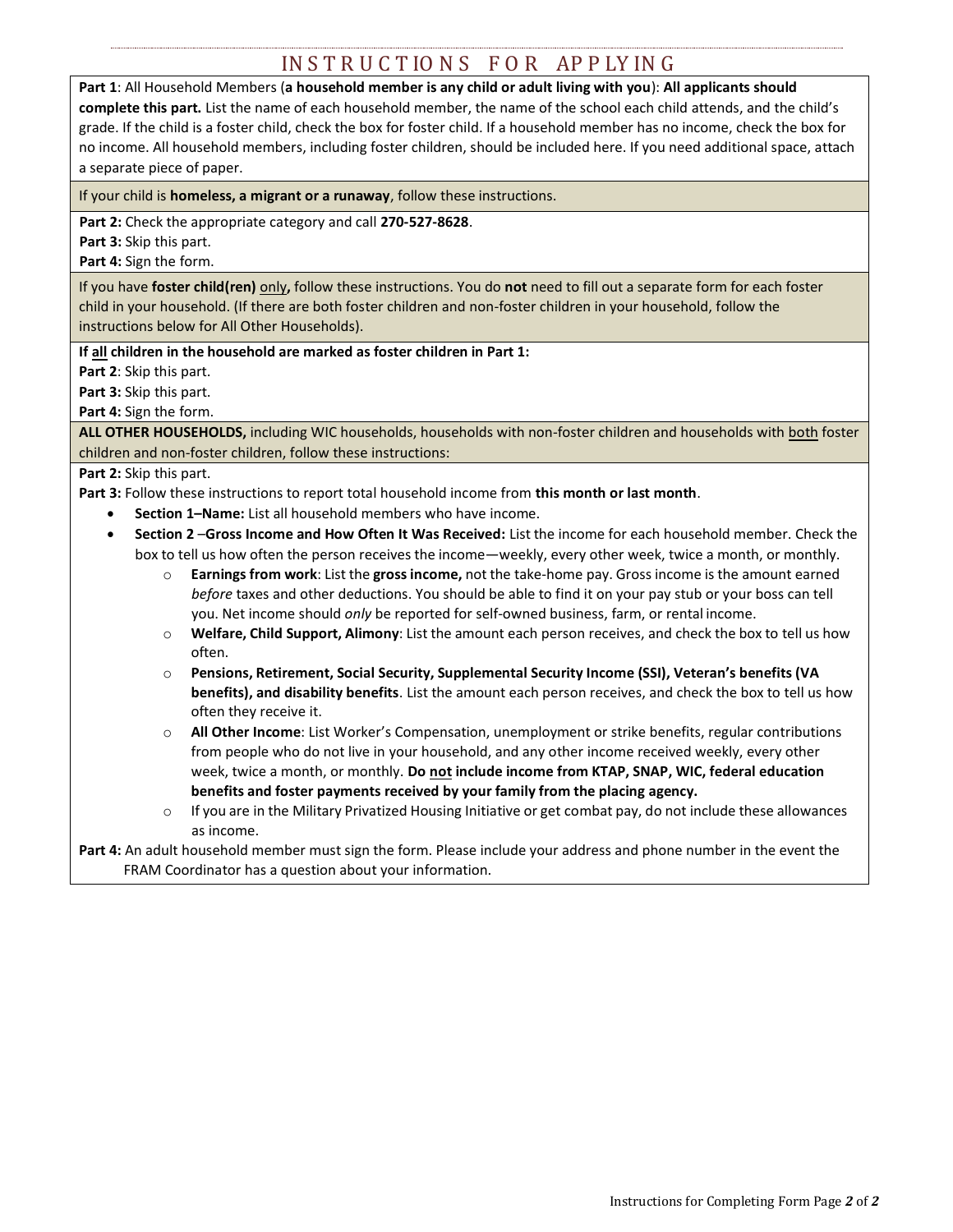# INSTRUCTIONS FOR APPLYING

**Part 1**: All Household Members (**a household member is any child or adult living with you**): **All applicants should complete this part.** List the name of each household member, the name of the school each child attends, and the child's grade. If the child is a foster child, check the box for foster child. If a household member has no income, check the box for no income. All household members, including foster children, should be included here. If you need additional space, attach a separate piece of paper.

If your child is **homeless, a migrant or a runaway**, follow these instructions.

**Part 2:** Check the appropriate category and call **270-527-8628**.
**Part 3:** Skip this part.
**Part 4:** Sign the form.

If you have **foster child(ren)** only**,** follow these instructions. You do **not** need to fill out a separate form for each foster child in your household. (If there are both foster children and non-foster children in your household, follow the instructions below for All Other Households).

**If all children in the household are marked as foster children in Part 1:**
**Part 2**: Skip this part.
**Part 3:** Skip this part.
**Part 4:** Sign the form.

**ALL OTHER HOUSEHOLDS,** including WIC households, households with non-foster children and households with both foster children and non-foster children, follow these instructions:

**Part 2:** Skip this part.
**Part 3:** Follow these instructions to report total household income from **this month or last month**.

- **Section 1–Name:** List all household members who have income.
- **Section 2** –**Gross Income and How Often It Was Received:** List the income for each household member. Check the box to tell us how often the person receives the income—weekly, every other week, twice a month, or monthly.
  - **Earnings from work**: List the **gross income,** not the take-home pay. Gross income is the amount earned *before* taxes and other deductions. You should be able to find it on your pay stub or your boss can tell you. Net income should *only* be reported for self-owned business, farm, or rental income.
  - **Welfare, Child Support, Alimony**: List the amount each person receives, and check the box to tell us how often.
  - **Pensions, Retirement, Social Security, Supplemental Security Income (SSI), Veteran's benefits (VA benefits), and disability benefits**. List the amount each person receives, and check the box to tell us how often they receive it.
  - **All Other Income**: List Worker's Compensation, unemployment or strike benefits, regular contributions from people who do not live in your household, and any other income received weekly, every other week, twice a month, or monthly. **Do not include income from KTAP, SNAP, WIC, federal education benefits and foster payments received by your family from the placing agency.**
  - If you are in the Military Privatized Housing Initiative or get combat pay, do not include these allowances as income.

**Part 4:** An adult household member must sign the form. Please include your address and phone number in the event the FRAM Coordinator has a question about your information.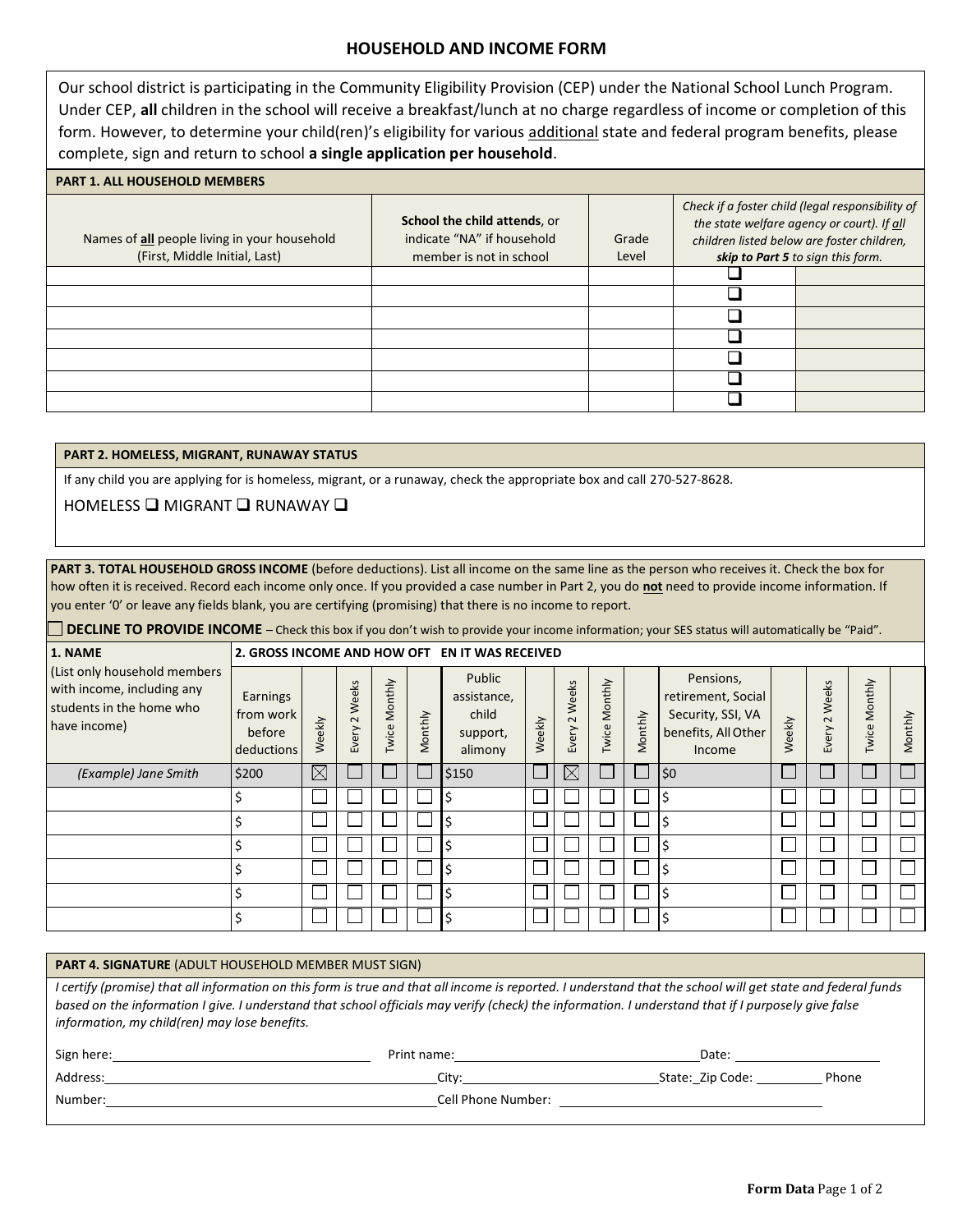# HOUSEHOLD AND INCOME FORM

Our school district is participating in the Community Eligibility Provision (CEP) under the National School Lunch Program. Under CEP, **all** children in the school will receive a breakfast/lunch at no charge regardless of income or completion of this form. However, to determine your child(ren)'s eligibility for various additional state and federal program benefits, please complete, sign and return to school **a single application per household**.

## PART 1. ALL HOUSEHOLD MEMBERS

| Names of **all** people living in your household (First, Middle Initial, Last) | **School the child attends**, or indicate "NA" if household member is not in school | Grade Level | *Check if a foster child (legal responsibility of the state welfare agency or court). If all children listed below are foster children, **skip to Part 5** to sign this form.* | |
|---|---|---|---|---|
| | | | ☐ | |
| | | | ☐ | |
| | | | ☐ | |
| | | | ☐ | |
| | | | ☐ | |
| | | | ☐ | |
| | | | ☐ | |

## PART 2. HOMELESS, MIGRANT, RUNAWAY STATUS

If any child you are applying for is homeless, migrant, or a runaway, check the appropriate box and call 270-527-8628.

HOMELESS ☐ MIGRANT ☐ RUNAWAY ☐

## PART 3. TOTAL HOUSEHOLD GROSS INCOME

**PART 3. TOTAL HOUSEHOLD GROSS INCOME** (before deductions). List all income on the same line as the person who receives it. Check the box for how often it is received. Record each income only once. If you provided a case number in Part 2, you do **not** need to provide income information. If you enter '0' or leave any fields blank, you are certifying (promising) that there is no income to report.

☐ **DECLINE TO PROVIDE INCOME** – Check this box if you don't wish to provide your income information; your SES status will automatically be "Paid".

| 1. NAME (List only household members with income, including any students in the home who have income) | 2. GROSS INCOME AND HOW OFTEN IT WAS RECEIVED | | | | | | | | | | | | | | |
|---|---|---|---|---|---|---|---|---|---|---|---|---|---|---|---|
| | Earnings from work before deductions | Weekly | Every 2 Weeks | Twice Monthly | Monthly | Public assistance, child support, alimony | Weekly | Every 2 Weeks | Twice Monthly | Monthly | Pensions, retirement, Social Security, SSI, VA benefits, All Other Income | Weekly | Every 2 Weeks | Twice Monthly | Monthly |
| *(Example) Jane Smith* | $200 | ☒ | ☐ | ☐ | ☐ | $150 | ☐ | ☒ | ☐ | ☐ | $0 | ☐ | ☐ | ☐ | ☐ |
| | $ | ☐ | ☐ | ☐ | ☐ | $ | ☐ | ☐ | ☐ | ☐ | $ | ☐ | ☐ | ☐ | ☐ |
| | $ | ☐ | ☐ | ☐ | ☐ | $ | ☐ | ☐ | ☐ | ☐ | $ | ☐ | ☐ | ☐ | ☐ |
| | $ | ☐ | ☐ | ☐ | ☐ | $ | ☐ | ☐ | ☐ | ☐ | $ | ☐ | ☐ | ☐ | ☐ |
| | $ | ☐ | ☐ | ☐ | ☐ | $ | ☐ | ☐ | ☐ | ☐ | $ | ☐ | ☐ | ☐ | ☐ |
| | $ | ☐ | ☐ | ☐ | ☐ | $ | ☐ | ☐ | ☐ | ☐ | $ | ☐ | ☐ | ☐ | ☐ |
| | $ | ☐ | ☐ | ☐ | ☐ | $ | ☐ | ☐ | ☐ | ☐ | $ | ☐ | ☐ | ☐ | ☐ |

## PART 4. SIGNATURE (ADULT HOUSEHOLD MEMBER MUST SIGN)

*I certify (promise) that all information on this form is true and that all income is reported. I understand that the school will get state and federal funds based on the information I give. I understand that school officials may verify (check) the information. I understand that if I purposely give false information, my child(ren) may lose benefits.*

Sign here:\_\_\_\_\_\_\_\_\_\_\_\_\_\_\_\_\_\_\_\_\_\_\_\_\_\_\_\_ Print name:\_\_\_\_\_\_\_\_\_\_\_\_\_\_\_\_\_\_\_\_\_\_\_\_\_\_\_\_ Date: \_\_\_\_\_\_\_\_\_\_\_\_\_\_

Address:\_\_\_\_\_\_\_\_\_\_\_\_\_\_\_\_\_\_\_\_\_\_\_\_\_\_\_\_\_\_\_\_\_\_ City:\_\_\_\_\_\_\_\_\_\_\_\_\_\_\_\_\_\_\_\_ State:\_Zip Code: \_\_\_\_\_\_\_\_ Phone

Number:\_\_\_\_\_\_\_\_\_\_\_\_\_\_\_\_\_\_\_\_\_\_\_\_\_\_\_\_\_\_\_\_\_\_ Cell Phone Number: \_\_\_\_\_\_\_\_\_\_\_\_\_\_\_\_\_\_\_\_\_\_\_\_\_\_\_\_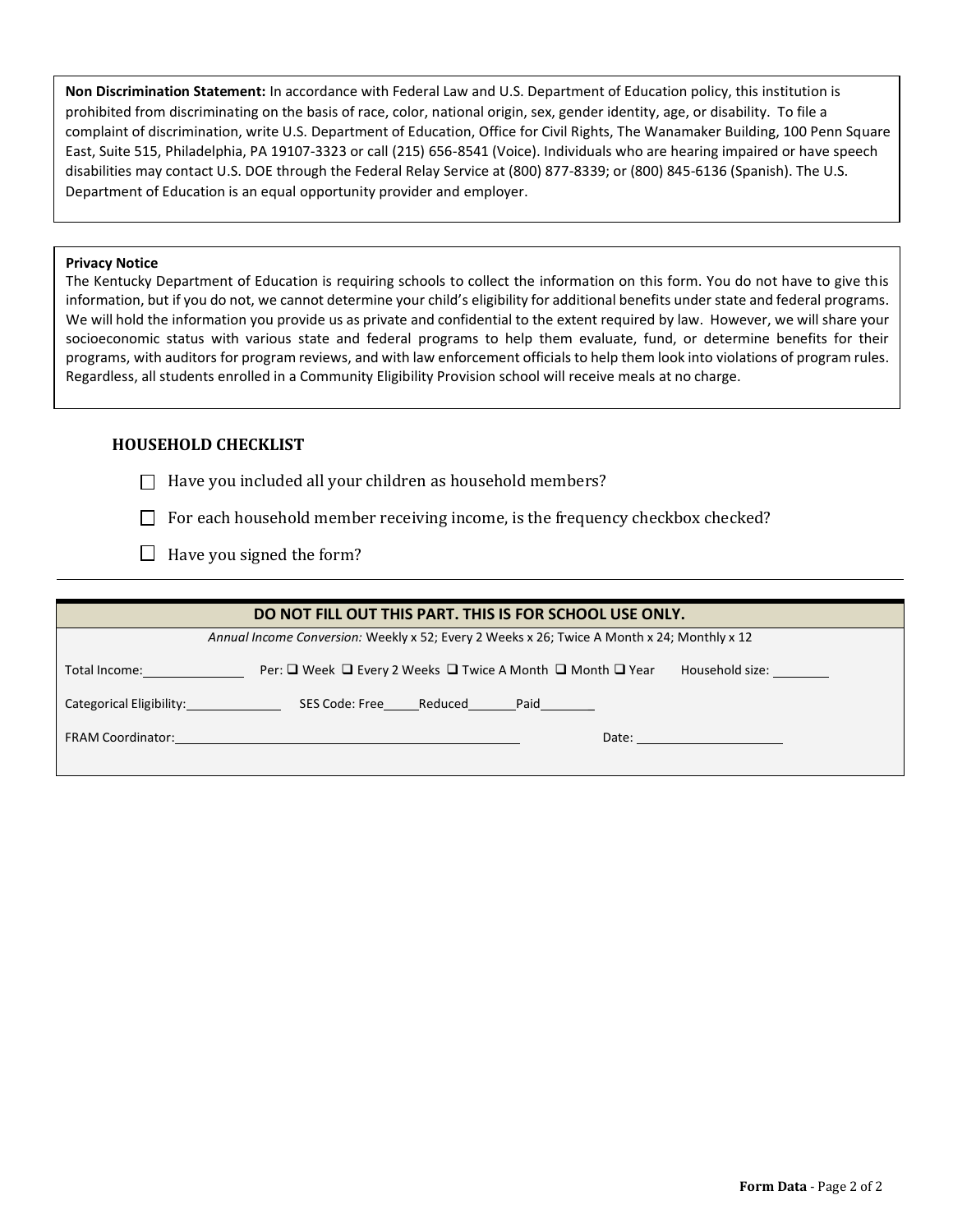**Non Discrimination Statement:** In accordance with Federal Law and U.S. Department of Education policy, this institution is prohibited from discriminating on the basis of race, color, national origin, sex, gender identity, age, or disability. To file a complaint of discrimination, write U.S. Department of Education, Office for Civil Rights, The Wanamaker Building, 100 Penn Square East, Suite 515, Philadelphia, PA 19107-3323 or call (215) 656-8541 (Voice). Individuals who are hearing impaired or have speech disabilities may contact U.S. DOE through the Federal Relay Service at (800) 877-8339; or (800) 845-6136 (Spanish). The U.S. Department of Education is an equal opportunity provider and employer.

**Privacy Notice**

The Kentucky Department of Education is requiring schools to collect the information on this form. You do not have to give this information, but if you do not, we cannot determine your child's eligibility for additional benefits under state and federal programs. We will hold the information you provide us as private and confidential to the extent required by law. However, we will share your socioeconomic status with various state and federal programs to help them evaluate, fund, or determine benefits for their programs, with auditors for program reviews, and with law enforcement officials to help them look into violations of program rules. Regardless, all students enrolled in a Community Eligibility Provision school will receive meals at no charge.

## HOUSEHOLD CHECKLIST

- ☐ Have you included all your children as household members?
- ☐ For each household member receiving income, is the frequency checkbox checked?
- ☐ Have you signed the form?

---

**DO NOT FILL OUT THIS PART. THIS IS FOR SCHOOL USE ONLY.**

*Annual Income Conversion:* Weekly x 52; Every 2 Weeks x 26; Twice A Month x 24; Monthly x 12

Total Income:\_\_\_\_\_\_\_\_\_\_ Per: ☐ Week ☐ Every 2 Weeks ☐ Twice A Month ☐ Month ☐ Year Household size: \_\_\_\_\_\_

Categorical Eligibility:\_\_\_\_\_\_\_\_\_\_ SES Code: Free\_\_\_\_\_Reduced\_\_\_\_\_\_Paid\_\_\_\_\_\_

FRAM Coordinator:\_\_\_\_\_\_\_\_\_\_\_\_\_\_\_\_\_\_\_\_\_\_\_\_\_\_\_\_\_\_ Date: \_\_\_\_\_\_\_\_\_\_\_\_\_\_

**Form Data** - Page 2 of 2